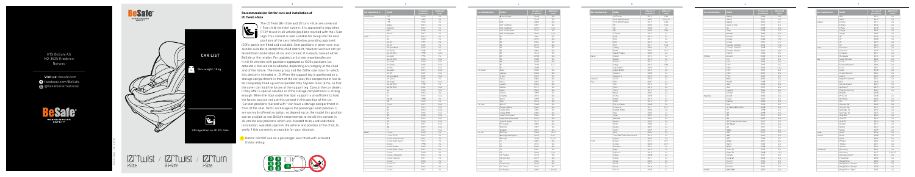HTS BeSafe AS
NO-3535 Krøderen
Norway

Visit us: besafe.com
facebook.com/BeSafe
@besafeinternational

# CAR LIST

Max. weight: 18 kg

UN regulation no. R129 i-Size

iZi Twist i-Size / iZi Twist B i-Size / iZi Turn i-Size

## Recommendation list for cars and installation of iZi Twist i-Size

The iZi Twist (B) i-Size and iZi Turn i-Size are universal i-Size child restraint system. It is approved to regulation R129 to use in all vehicle positions marked with the i-Size logo. This seat is also suitable for fixing into the seat positions of the cars listed below, provided approved ISOfix points are fitted and available. Seat positions in other cars may also be suitable to accept this child restraint, however we have not yet tested that Combination of car and seat. If in doubt, consult either BeSafe or the retailer. For updated list see: www.besafe.com

It will fit vehicles with positions approved as ISOfix positions (as detailed in the vehicle handbook), depending on category of the child and of the fixture. The mass group and the ISOfix size class for which this device is intended is : D. When the support leg is positioned on a storage compartment in front of the car seat, this compartment has to be completely filled up with Expanded Poly Styrene (EPS), so that the cover can hold the forces of the support leg. Consult the car dealer, if they offer a special solution or if the storage compartment is strong enough. When the floor under the support is insufficient to hold the forces you can not use this carseat in this position of the car. Carseat positions marked with * can have a storage compartment in front of the seat. ISOfix anchorage in the passenger seat (position 1) are normally offered as option, so depending on the model this position can be available or not. BeSafe recommends to test this carseat in all vehicle seat positions which are intended to be used and check installation, available space in the vehicle and position of the child, to verify if this carseat is acceptable for your situation.

Notice: DO NOT use on a passenger seat fitted with activated frontal airbag.